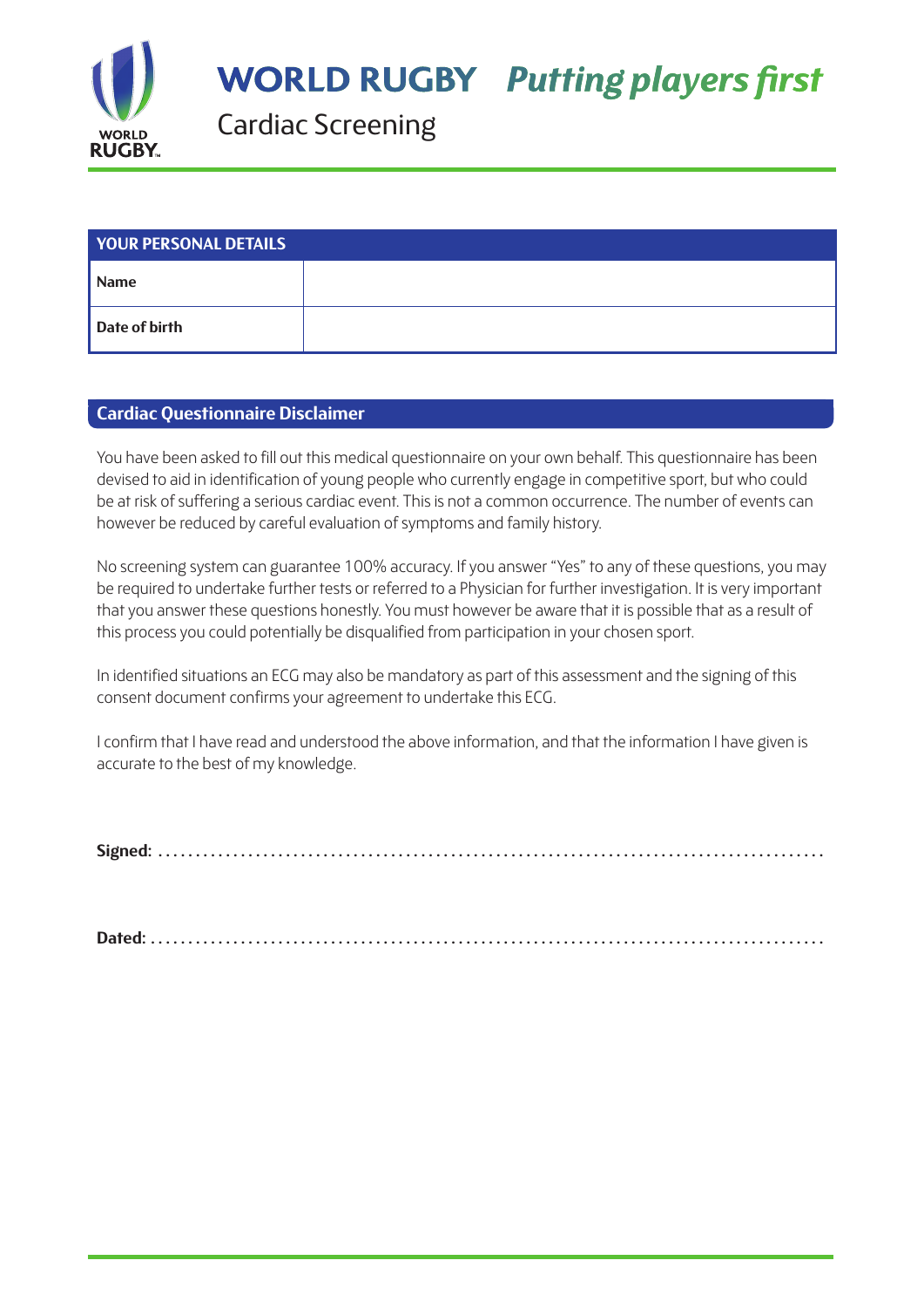# WORLD RUGBY *Putting players first*

## Cardiac Screening

| YOUR PERSONAL DETAILS | |
|---|---|
| **Name** | |
| **Date of birth** | |

## Cardiac Questionnaire Disclaimer

You have been asked to fill out this medical questionnaire on your own behalf. This questionnaire has been devised to aid in identification of young people who currently engage in competitive sport, but who could be at risk of suffering a serious cardiac event. This is not a common occurrence. The number of events can however be reduced by careful evaluation of symptoms and family history.

No screening system can guarantee 100% accuracy. If you answer "Yes" to any of these questions, you may be required to undertake further tests or referred to a Physician for further investigation. It is very important that you answer these questions honestly. You must however be aware that it is possible that as a result of this process you could potentially be disqualified from participation in your chosen sport.

In identified situations an ECG may also be mandatory as part of this assessment and the signing of this consent document confirms your agreement to undertake this ECG.

I confirm that I have read and understood the above information, and that the information I have given is accurate to the best of my knowledge.

**Signed:** ..........................................................................................

**Dated:** ..........................................................................................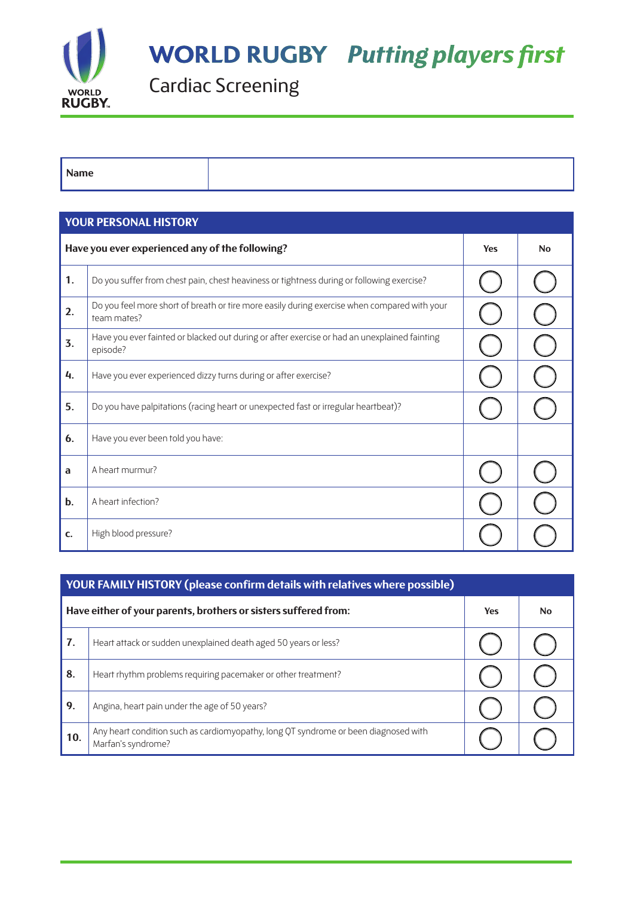# WORLD RUGBY *Putting players first*

## Cardiac Screening

| Name | |
|---|---|

| YOUR PERSONAL HISTORY | | | |
|---|---|---|---|
| **Have you ever experienced any of the following?** | | **Yes** | **No** |
| **1.** | Do you suffer from chest pain, chest heaviness or tightness during or following exercise? | ◯ | ◯ |
| **2.** | Do you feel more short of breath or tire more easily during exercise when compared with your team mates? | ◯ | ◯ |
| **3.** | Have you ever fainted or blacked out during or after exercise or had an unexplained fainting episode? | ◯ | ◯ |
| **4.** | Have you ever experienced dizzy turns during or after exercise? | ◯ | ◯ |
| **5.** | Do you have palpitations (racing heart or unexpected fast or irregular heartbeat)? | ◯ | ◯ |
| **6.** | Have you ever been told you have: | | |
| **a** | A heart murmur? | ◯ | ◯ |
| **b.** | A heart infection? | ◯ | ◯ |
| **c.** | High blood pressure? | ◯ | ◯ |

| YOUR FAMILY HISTORY (please confirm details with relatives where possible) | | | |
|---|---|---|---|
| **Have either of your parents, brothers or sisters suffered from:** | | **Yes** | **No** |
| **7.** | Heart attack or sudden unexplained death aged 50 years or less? | ◯ | ◯ |
| **8.** | Heart rhythm problems requiring pacemaker or other treatment? | ◯ | ◯ |
| **9.** | Angina, heart pain under the age of 50 years? | ◯ | ◯ |
| **10.** | Any heart condition such as cardiomyopathy, long QT syndrome or been diagnosed with Marfan's syndrome? | ◯ | ◯ |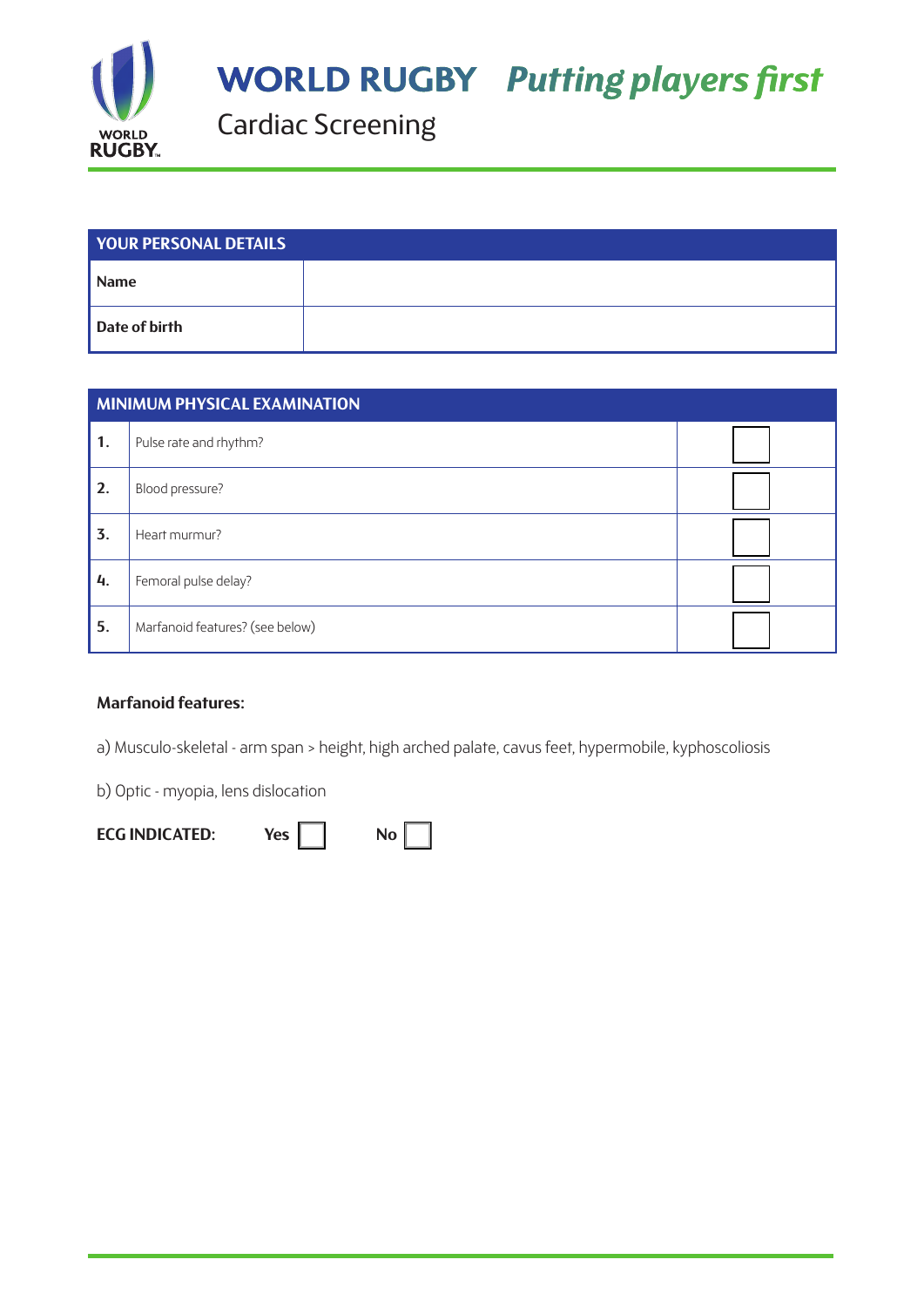# WORLD RUGBY *Putting players first*

## Cardiac Screening

| YOUR PERSONAL DETAILS | |
|---|---|
| **Name** | |
| **Date of birth** | |

| MINIMUM PHYSICAL EXAMINATION | | |
|---|---|---|
| **1.** | Pulse rate and rhythm? | ☐ |
| **2.** | Blood pressure? | ☐ |
| **3.** | Heart murmur? | ☐ |
| **4.** | Femoral pulse delay? | ☐ |
| **5.** | Marfanoid features? (see below) | ☐ |

**Marfanoid features:**

a) Musculo-skeletal - arm span > height, high arched palate, cavus feet, hypermobile, kyphoscoliosis

b) Optic - myopia, lens dislocation

**ECG INDICATED:** **Yes** ☐ **No** ☐